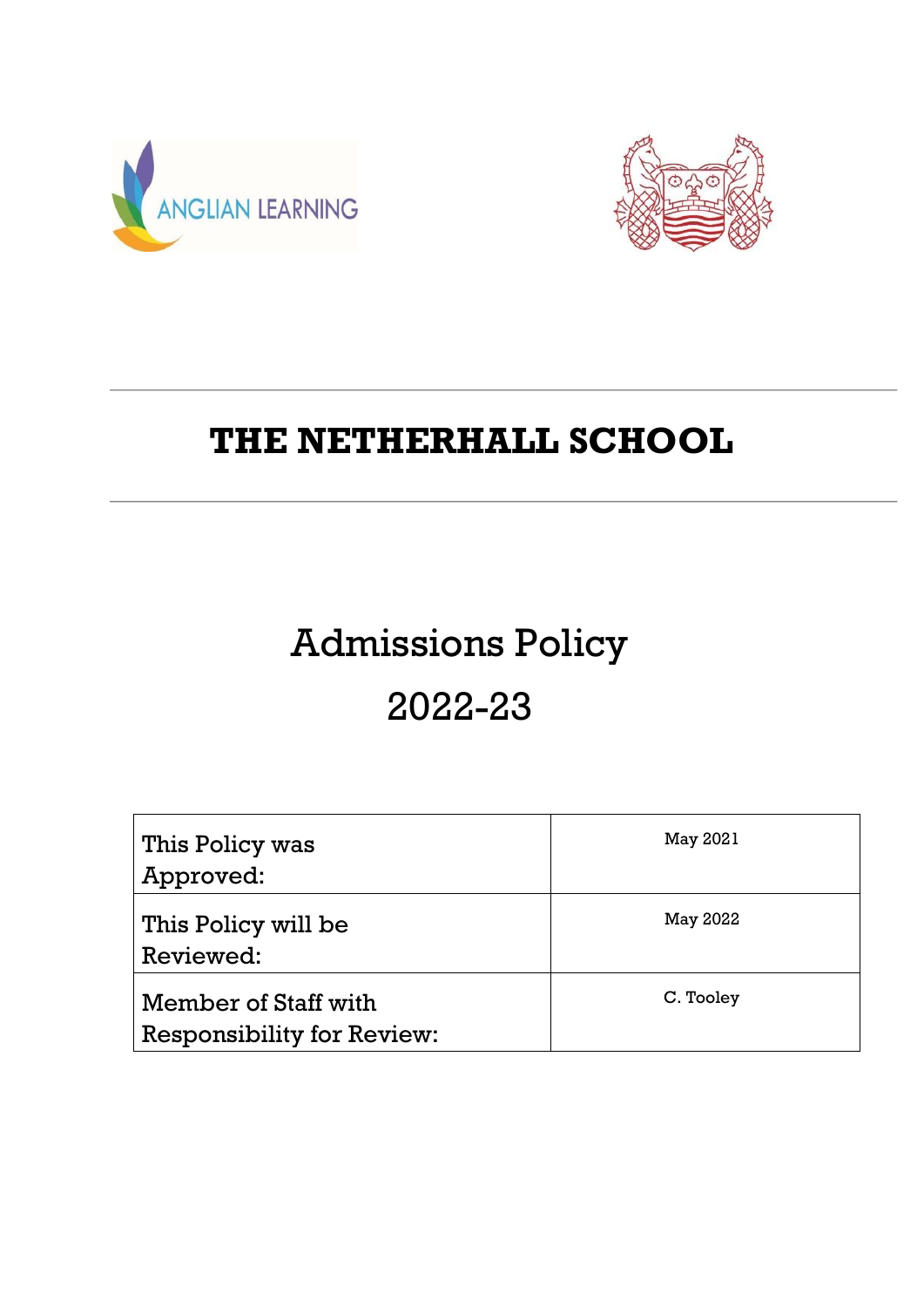ANGLIAN LEARNING

# THE NETHERHALL SCHOOL

## Admissions Policy

## 2022-23

| | |
|---|---|
| This Policy was Approved: | May 2021 |
| This Policy will be Reviewed: | May 2022 |
| Member of Staff with Responsibility for Review: | C. Tooley |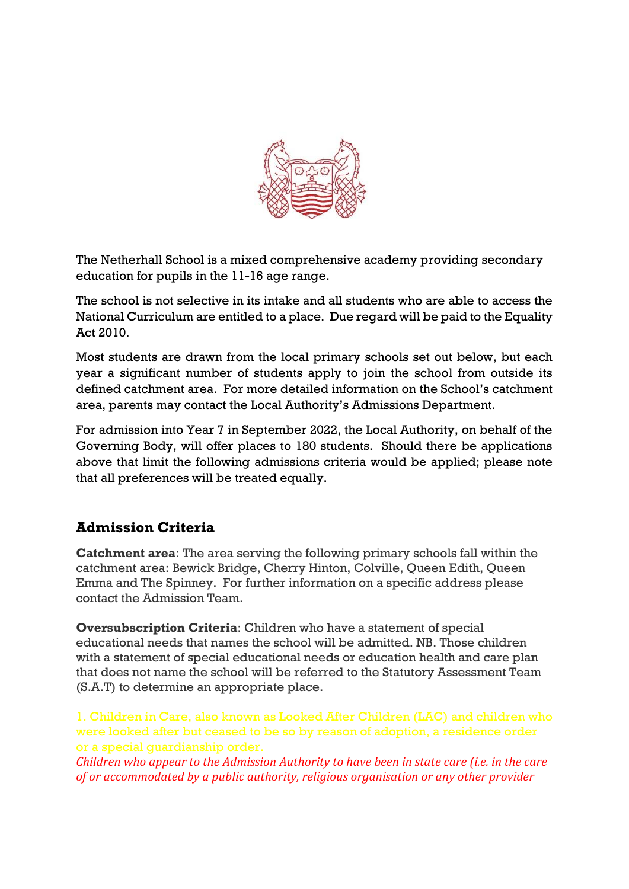The Netherhall School is a mixed comprehensive academy providing secondary education for pupils in the 11-16 age range.

The school is not selective in its intake and all students who are able to access the National Curriculum are entitled to a place. Due regard will be paid to the Equality Act 2010.

Most students are drawn from the local primary schools set out below, but each year a significant number of students apply to join the school from outside its defined catchment area. For more detailed information on the School's catchment area, parents may contact the Local Authority's Admissions Department.

For admission into Year 7 in September 2022, the Local Authority, on behalf of the Governing Body, will offer places to 180 students. Should there be applications above that limit the following admissions criteria would be applied; please note that all preferences will be treated equally.

## Admission Criteria

**Catchment area**: The area serving the following primary schools fall within the catchment area: Bewick Bridge, Cherry Hinton, Colville, Queen Edith, Queen Emma and The Spinney. For further information on a specific address please contact the Admission Team.

**Oversubscription Criteria**: Children who have a statement of special educational needs that names the school will be admitted. NB. Those children with a statement of special educational needs or education health and care plan that does not name the school will be referred to the Statutory Assessment Team (S.A.T) to determine an appropriate place.

1. Children in Care, also known as Looked After Children (LAC) and children who were looked after but ceased to be so by reason of adoption, a residence order or a special guardianship order.

*Children who appear to the Admission Authority to have been in state care (i.e. in the care of or accommodated by a public authority, religious organisation or any other provider*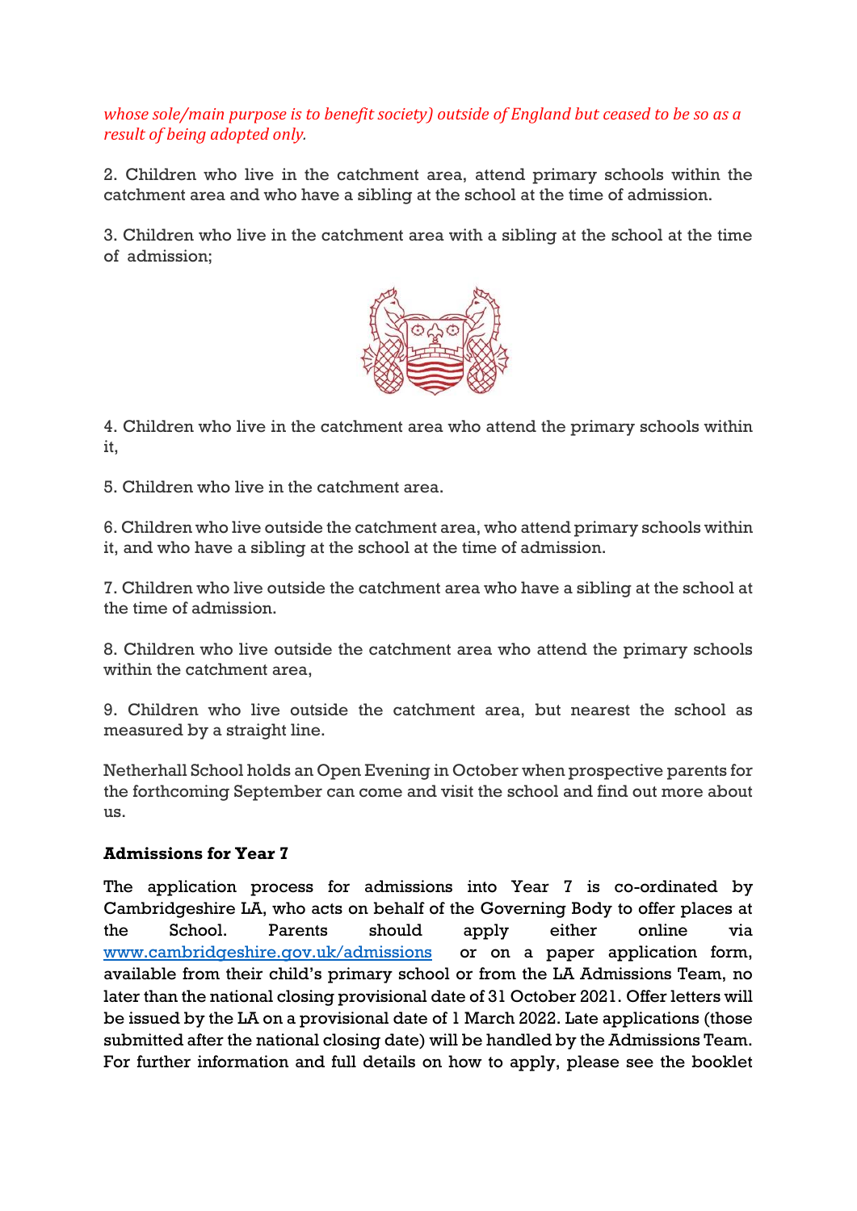*whose sole/main purpose is to benefit society) outside of England but ceased to be so as a result of being adopted only.*

2. Children who live in the catchment area, attend primary schools within the catchment area and who have a sibling at the school at the time of admission.

3. Children who live in the catchment area with a sibling at the school at the time of admission;

4. Children who live in the catchment area who attend the primary schools within it,

5. Children who live in the catchment area.

6. Children who live outside the catchment area, who attend primary schools within it, and who have a sibling at the school at the time of admission.

7. Children who live outside the catchment area who have a sibling at the school at the time of admission.

8. Children who live outside the catchment area who attend the primary schools within the catchment area,

9. Children who live outside the catchment area, but nearest the school as measured by a straight line.

Netherhall School holds an Open Evening in October when prospective parents for the forthcoming September can come and visit the school and find out more about us.

**Admissions for Year 7**

The application process for admissions into Year 7 is co-ordinated by Cambridgeshire LA, who acts on behalf of the Governing Body to offer places at the School. Parents should apply either online via [www.cambridgeshire.gov.uk/admissions](www.cambridgeshire.gov.uk/admissions) or on a paper application form, available from their child's primary school or from the LA Admissions Team, no later than the national closing provisional date of 31 October 2021. Offer letters will be issued by the LA on a provisional date of 1 March 2022. Late applications (those submitted after the national closing date) will be handled by the Admissions Team. For further information and full details on how to apply, please see the booklet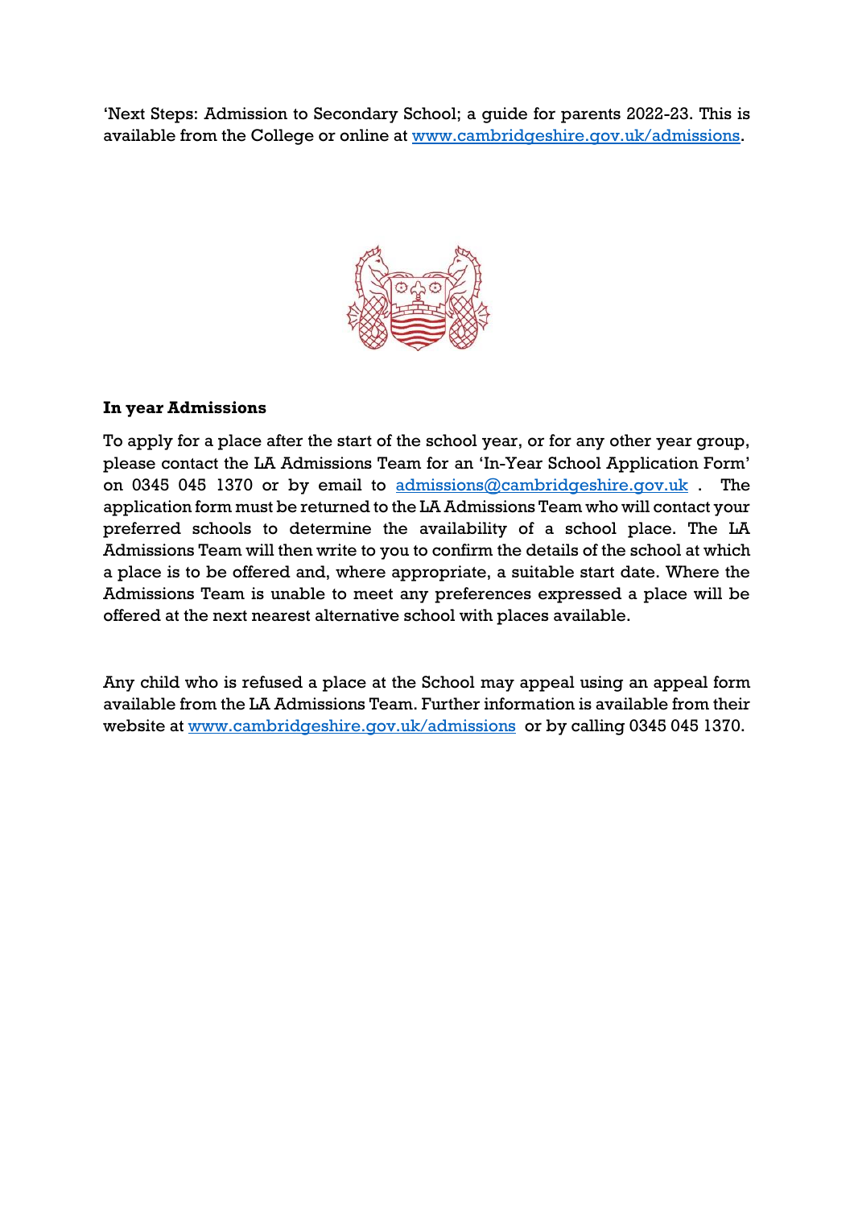'Next Steps: Admission to Secondary School; a guide for parents 2022-23. This is available from the College or online at [www.cambridgeshire.gov.uk/admissions](http://www.cambridgeshire.gov.uk/admissions).

**In year Admissions**

To apply for a place after the start of the school year, or for any other year group, please contact the LA Admissions Team for an 'In-Year School Application Form' on 0345 045 1370 or by email to [admissions@cambridgeshire.gov.uk](mailto:admissions@cambridgeshire.gov.uk) . The application form must be returned to the LA Admissions Team who will contact your preferred schools to determine the availability of a school place. The LA Admissions Team will then write to you to confirm the details of the school at which a place is to be offered and, where appropriate, a suitable start date. Where the Admissions Team is unable to meet any preferences expressed a place will be offered at the next nearest alternative school with places available.

Any child who is refused a place at the School may appeal using an appeal form available from the LA Admissions Team. Further information is available from their website at [www.cambridgeshire.gov.uk/admissions](http://www.cambridgeshire.gov.uk/admissions) or by calling 0345 045 1370.